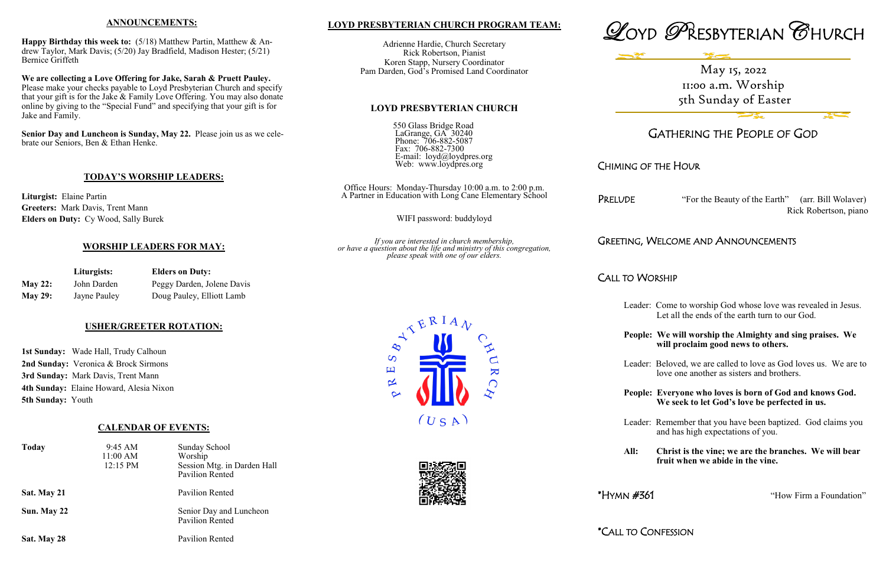## ANNOUNCEMENTS:

**Happy Birthday this week to:** (5/18) Matthew Partin, Matthew & Andrew Taylor, Mark Davis; (5/20) Jay Bradfield, Madison Hester; (5/21) Bernice Griffeth

**We are collecting a Love Offering for Jake, Sarah & Pruett Pauley.** Please make your checks payable to Loyd Presbyterian Church and specify that your gift is for the Jake & Family Love Offering. You may also donate online by giving to the "Special Fund" and specifying that your gift is for Jake and Family.

**Senior Day and Luncheon is Sunday, May 22.** Please join us as we celebrate our Seniors, Ben & Ethan Henke.

## TODAY'S WORSHIP LEADERS:

**Liturgist:** Elaine Partin
**Greeters:** Mark Davis, Trent Mann
**Elders on Duty:** Cy Wood, Sally Burek

## WORSHIP LEADERS FOR MAY:

| | Liturgists: | Elders on Duty: |
|---|---|---|
| **May 22:** | John Darden | Peggy Darden, Jolene Davis |
| **May 29:** | Jayne Pauley | Doug Pauley, Elliott Lamb |

## USHER/GREETER ROTATION:

**1st Sunday:** Wade Hall, Trudy Calhoun
**2nd Sunday:** Veronica & Brock Sirmons
**3rd Sunday:** Mark Davis, Trent Mann
**4th Sunday:** Elaine Howard, Alesia Nixon
**5th Sunday:** Youth

## CALENDAR OF EVENTS:

| | | |
|---|---|---|
| **Today** | 9:45 AM<br>11:00 AM<br>12:15 PM | Sunday School<br>Worship<br>Session Mtg. in Darden Hall<br>Pavilion Rented |
| **Sat. May 21** | | Pavilion Rented |
| **Sun. May 22** | | Senior Day and Luncheon<br>Pavilion Rented |
| **Sat. May 28** | | Pavilion Rented |

## LOYD PRESBYTERIAN CHURCH PROGRAM TEAM:

Adrienne Hardie, Church Secretary
Rick Robertson, Pianist
Koren Stapp, Nursery Coordinator
Pam Darden, God's Promised Land Coordinator

## LOYD PRESBYTERIAN CHURCH

550 Glass Bridge Road
LaGrange, GA 30240
Phone: 706-882-5087
Fax: 706-882-7300
E-mail: loyd@loydpres.org
Web: www.loydpres.org

Office Hours: Monday-Thursday 10:00 a.m. to 2:00 p.m.
A Partner in Education with Long Cane Elementary School

WIFI password: buddyloyd

*If you are interested in church membership, or have a question about the life and ministry of this congregation, please speak with one of our elders.*

PRESBYTERIAN CHURCH (USA)

# LOYD PRESBYTERIAN CHURCH

May 15, 2022
11:00 a.m. Worship
5th Sunday of Easter

## GATHERING THE PEOPLE OF GOD

### CHIMING OF THE HOUR

### PRELUDE

"For the Beauty of the Earth" (arr. Bill Wolaver)
Rick Robertson, piano

### GREETING, WELCOME AND ANNOUNCEMENTS

### CALL TO WORSHIP

Leader: Come to worship God whose love was revealed in Jesus. Let all the ends of the earth turn to our God.

**People: We will worship the Almighty and sing praises. We will proclaim good news to others.**

Leader: Beloved, we are called to love as God loves us. We are to love one another as sisters and brothers.

**People: Everyone who loves is born of God and knows God. We seek to let God's love be perfected in us.**

Leader: Remember that you have been baptized. God claims you and has high expectations of you.

**All: Christ is the vine; we are the branches. We will bear fruit when we abide in the vine.**

### *HYMN #361

"How Firm a Foundation"

### *CALL TO CONFESSION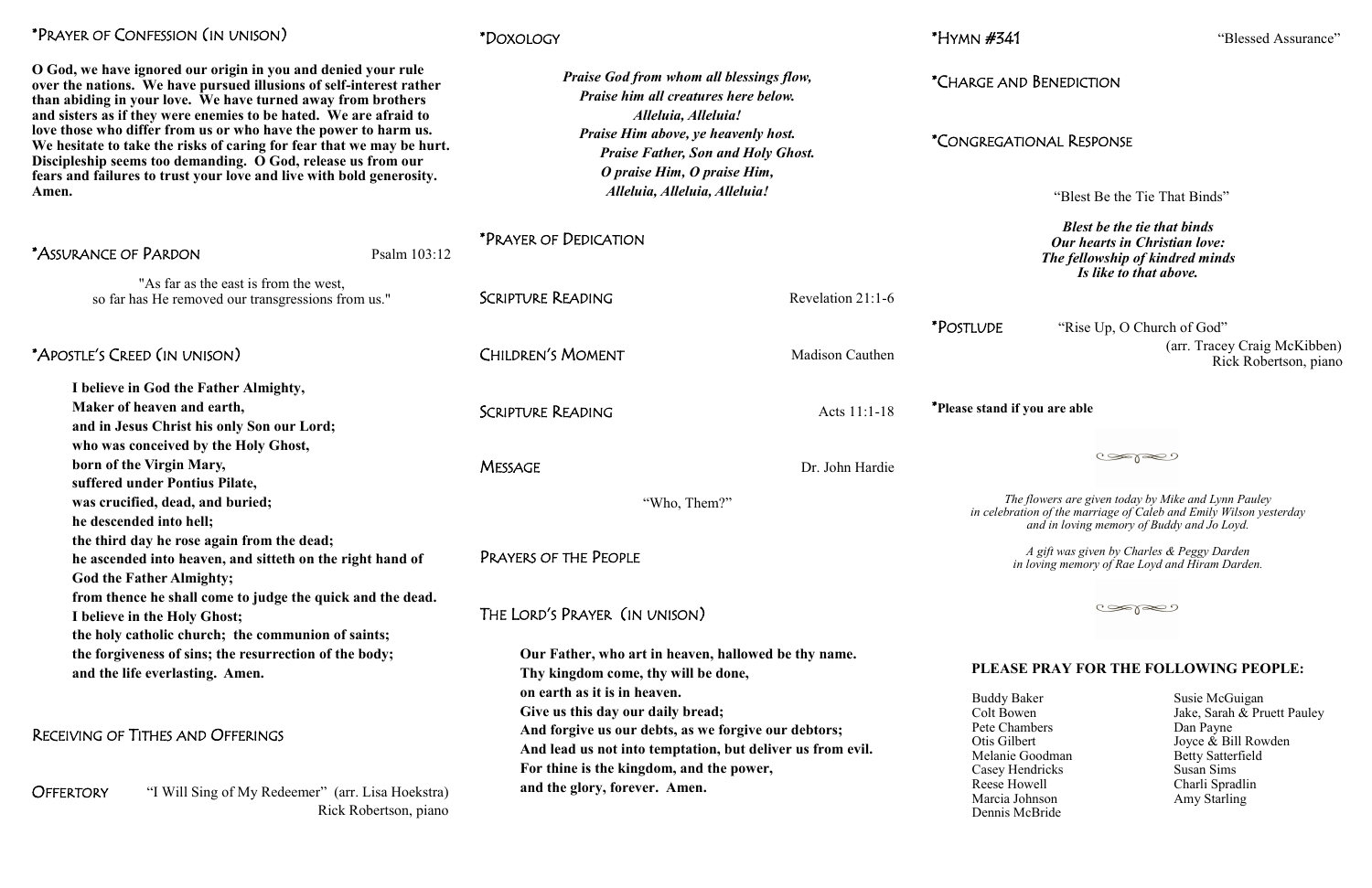## *Prayer of Confession (in unison)

**O God, we have ignored our origin in you and denied your rule over the nations. We have pursued illusions of self-interest rather than abiding in your love. We have turned away from brothers and sisters as if they were enemies to be hated. We are afraid to love those who differ from us or who have the power to harm us. We hesitate to take the risks of caring for fear that we may be hurt. Discipleship seems too demanding. O God, release us from our fears and failures to trust your love and live with bold generosity. Amen.**

## *Assurance of Pardon — Psalm 103:12

"As far as the east is from the west,
so far has He removed our transgressions from us."

## *Apostle's Creed (in unison)

**I believe in God the Father Almighty,**
**Maker of heaven and earth,**
**and in Jesus Christ his only Son our Lord;**
**who was conceived by the Holy Ghost,**
**born of the Virgin Mary,**
**suffered under Pontius Pilate,**
**was crucified, dead, and buried;**
**he descended into hell;**
**the third day he rose again from the dead;**
**he ascended into heaven, and sitteth on the right hand of God the Father Almighty;**
**from thence he shall come to judge the quick and the dead.**
**I believe in the Holy Ghost;**
**the holy catholic church; the communion of saints;**
**the forgiveness of sins; the resurrection of the body;**
**and the life everlasting. Amen.**

## Receiving of Tithes and Offerings

**Offertory** — "I Will Sing of My Redeemer" (arr. Lisa Hoekstra)
Rick Robertson, piano

## *Doxology

***Praise God from whom all blessings flow,***
***Praise him all creatures here below.***
***Alleluia, Alleluia!***
***Praise Him above, ye heavenly host.***
***Praise Father, Son and Holy Ghost.***
***O praise Him, O praise Him,***
***Alleluia, Alleluia, Alleluia!***

## *Prayer of Dedication

## Scripture Reading — Revelation 21:1-6

## Children's Moment — Madison Cauthen

## Scripture Reading — Acts 11:1-18

## Message — Dr. John Hardie

"Who, Them?"

## Prayers of the People

## The Lord's Prayer (in unison)

**Our Father, who art in heaven, hallowed be thy name.**
**Thy kingdom come, thy will be done,**
**on earth as it is in heaven.**
**Give us this day our daily bread;**
**And forgive us our debts, as we forgive our debtors;**
**And lead us not into temptation, but deliver us from evil.**
**For thine is the kingdom, and the power,**
**and the glory, forever. Amen.**

## *Hymn #341 — "Blessed Assurance"

## *Charge and Benediction

## *Congregational Response

"Blest Be the Tie That Binds"

***Blest be the tie that binds***
***Our hearts in Christian love:***
***The fellowship of kindred minds***
***Is like to that above.***

## *Postlude — "Rise Up, O Church of God"

(arr. Tracey Craig McKibben)
Rick Robertson, piano

**\*Please stand if you are able**

*The flowers are given today by Mike and Lynn Pauley in celebration of the marriage of Caleb and Emily Wilson yesterday and in loving memory of Buddy and Jo Loyd.*

*A gift was given by Charles & Peggy Darden in loving memory of Rae Loyd and Hiram Darden.*

## PLEASE PRAY FOR THE FOLLOWING PEOPLE:

Buddy Baker
Colt Bowen
Pete Chambers
Otis Gilbert
Melanie Goodman
Casey Hendricks
Reese Howell
Marcia Johnson
Dennis McBride
Susie McGuigan
Jake, Sarah & Pruett Pauley
Dan Payne
Joyce & Bill Rowden
Betty Satterfield
Susan Sims
Charli Spradlin
Amy Starling